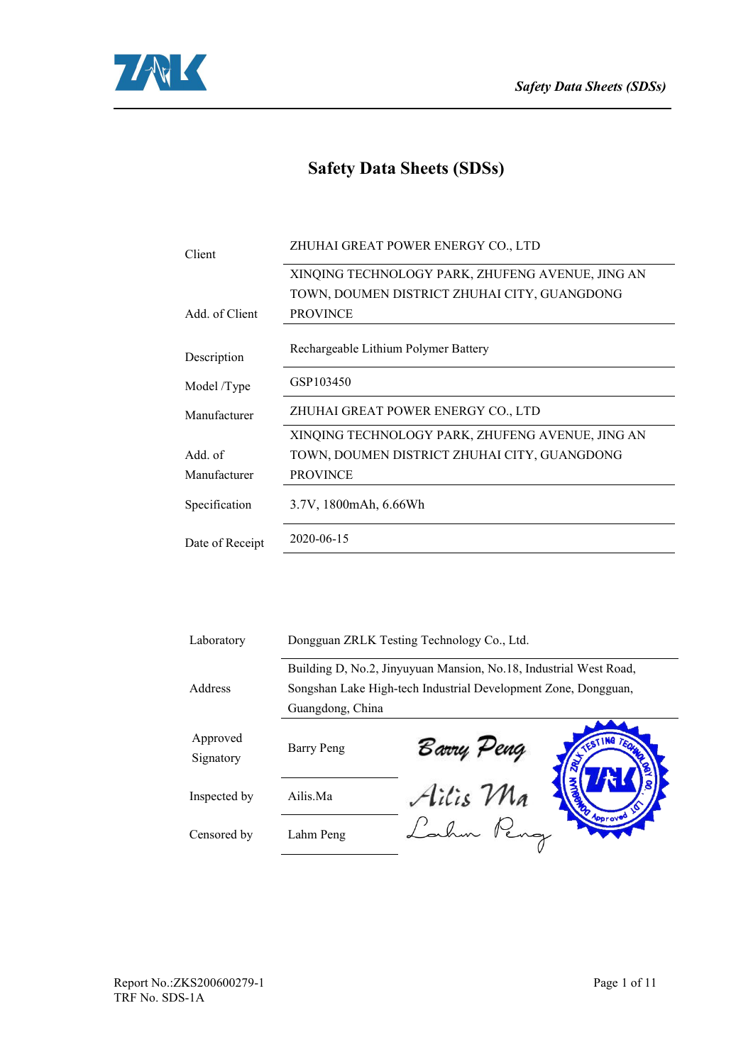# Safety Data Sheets (SDSs)

| | |
|---|---|
| Client | ZHUHAI GREAT POWER ENERGY CO., LTD |
| Add. of Client | XINQING TECHNOLOGY PARK, ZHUFENG AVENUE, JING AN TOWN, DOUMEN DISTRICT ZHUHAI CITY, GUANGDONG PROVINCE |
| Description | Rechargeable Lithium Polymer Battery |
| Model /Type | GSP103450 |
| Manufacturer | ZHUHAI GREAT POWER ENERGY CO., LTD |
| Add. of Manufacturer | XINQING TECHNOLOGY PARK, ZHUFENG AVENUE, JING AN TOWN, DOUMEN DISTRICT ZHUHAI CITY, GUANGDONG PROVINCE |
| Specification | 3.7V, 1800mAh, 6.66Wh |
| Date of Receipt | 2020-06-15 |

| | |
|---|---|
| Laboratory | Dongguan ZRLK Testing Technology Co., Ltd. |
| Address | Building D, No.2, Jinyuyuan Mansion, No.18, Industrial West Road, Songshan Lake High-tech Industrial Development Zone, Dongguan, Guangdong, China |
| Approved Signatory | Barry Peng |
| Inspected by | Ailis.Ma |
| Censored by | Lahm Peng |

Report No.:ZKS200600279-1
TRF No. SDS-1A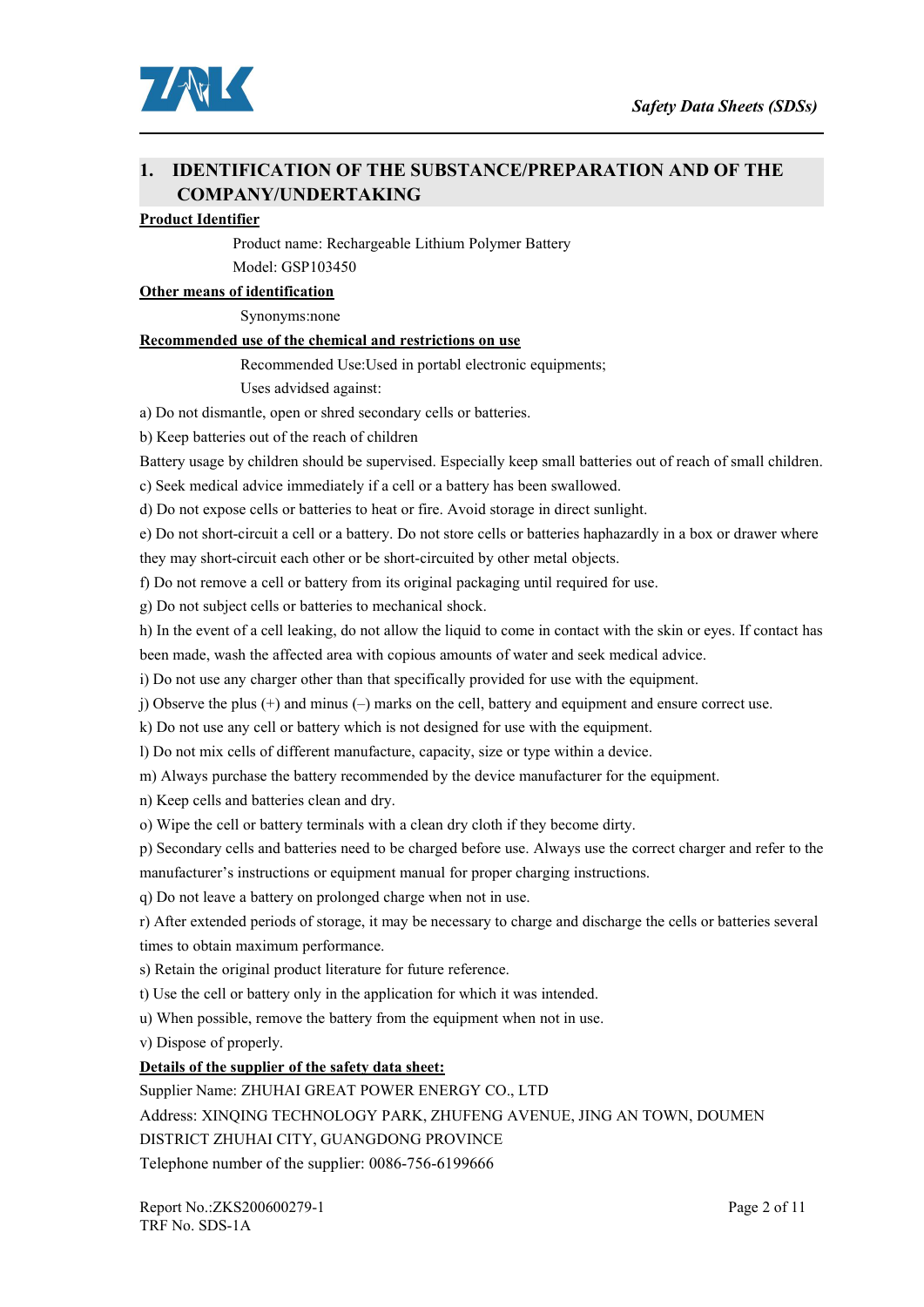## 1. IDENTIFICATION OF THE SUBSTANCE/PREPARATION AND OF THE COMPANY/UNDERTAKING

**Product Identifier**

Product name: Rechargeable Lithium Polymer Battery

Model: GSP103450

**Other means of identification**

Synonyms:none

**Recommended use of the chemical and restrictions on use**

Recommended Use:Used in portabl electronic equipments;

Uses advidsed against:

a) Do not dismantle, open or shred secondary cells or batteries.

b) Keep batteries out of the reach of children

Battery usage by children should be supervised. Especially keep small batteries out of reach of small children.

c) Seek medical advice immediately if a cell or a battery has been swallowed.

d) Do not expose cells or batteries to heat or fire. Avoid storage in direct sunlight.

e) Do not short-circuit a cell or a battery. Do not store cells or batteries haphazardly in a box or drawer where they may short-circuit each other or be short-circuited by other metal objects.

f) Do not remove a cell or battery from its original packaging until required for use.

g) Do not subject cells or batteries to mechanical shock.

h) In the event of a cell leaking, do not allow the liquid to come in contact with the skin or eyes. If contact has been made, wash the affected area with copious amounts of water and seek medical advice.

i) Do not use any charger other than that specifically provided for use with the equipment.

j) Observe the plus (+) and minus (–) marks on the cell, battery and equipment and ensure correct use.

k) Do not use any cell or battery which is not designed for use with the equipment.

l) Do not mix cells of different manufacture, capacity, size or type within a device.

m) Always purchase the battery recommended by the device manufacturer for the equipment.

n) Keep cells and batteries clean and dry.

o) Wipe the cell or battery terminals with a clean dry cloth if they become dirty.

p) Secondary cells and batteries need to be charged before use. Always use the correct charger and refer to the manufacturer's instructions or equipment manual for proper charging instructions.

q) Do not leave a battery on prolonged charge when not in use.

r) After extended periods of storage, it may be necessary to charge and discharge the cells or batteries several times to obtain maximum performance.

s) Retain the original product literature for future reference.

t) Use the cell or battery only in the application for which it was intended.

u) When possible, remove the battery from the equipment when not in use.

v) Dispose of properly.

**Details of the supplier of the safety data sheet:**

Supplier Name: ZHUHAI GREAT POWER ENERGY CO., LTD

Address: XINQING TECHNOLOGY PARK, ZHUFENG AVENUE, JING AN TOWN, DOUMEN DISTRICT ZHUHAI CITY, GUANGDONG PROVINCE

Telephone number of the supplier: 0086-756-6199666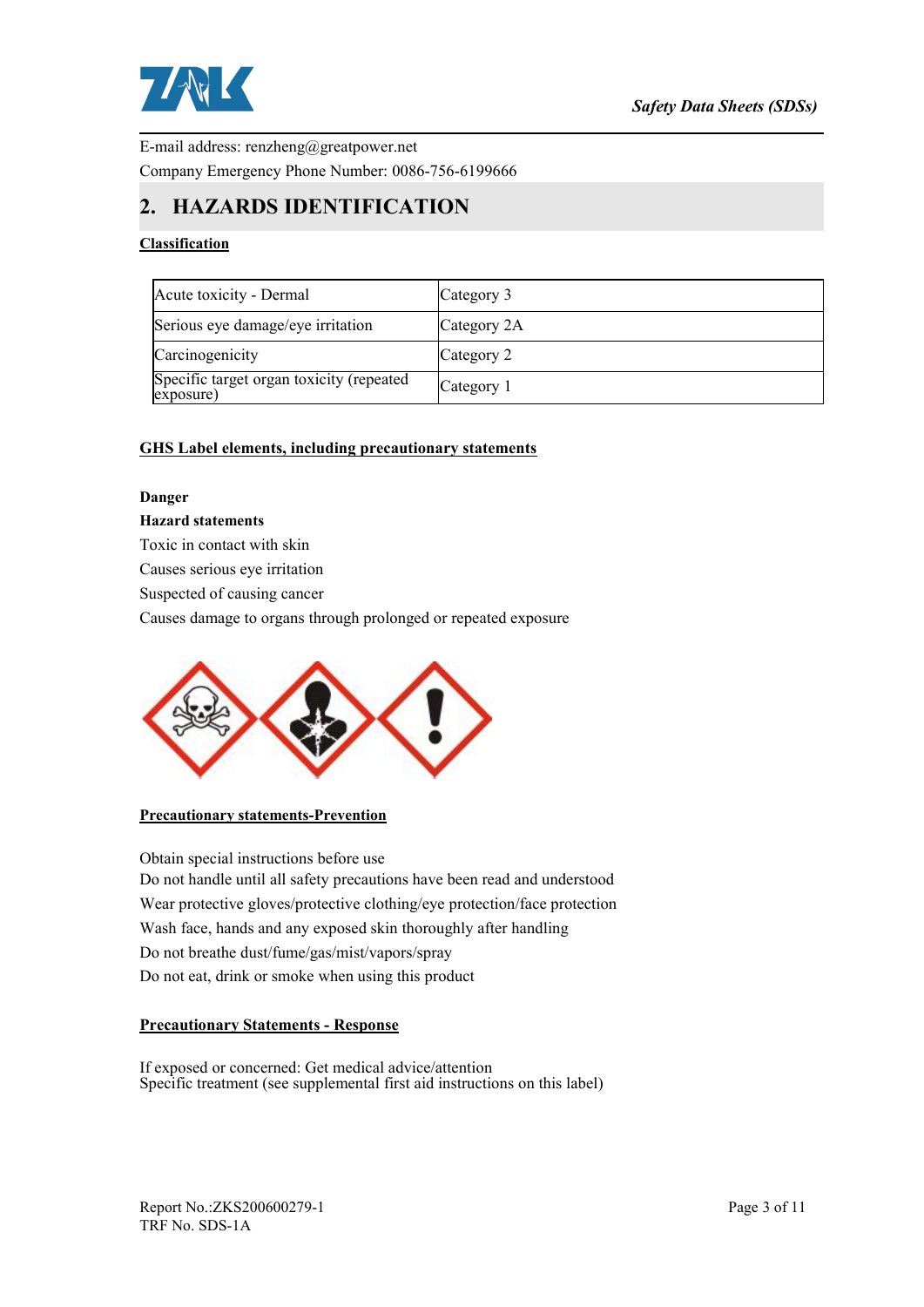E-mail address: renzheng@greatpower.net

Company Emergency Phone Number: 0086-756-6199666

## 2. HAZARDS IDENTIFICATION

**Classification**

| Acute toxicity - Dermal | Category 3 |
|---|---|
| Serious eye damage/eye irritation | Category 2A |
| Carcinogenicity | Category 2 |
| Specific target organ toxicity (repeated exposure) | Category 1 |

**GHS Label elements, including precautionary statements**

**Danger**

**Hazard statements**

Toxic in contact with skin

Causes serious eye irritation

Suspected of causing cancer

Causes damage to organs through prolonged or repeated exposure

**Precautionary statements-Prevention**

Obtain special instructions before use

Do not handle until all safety precautions have been read and understood

Wear protective gloves/protective clothing/eye protection/face protection

Wash face, hands and any exposed skin thoroughly after handling

Do not breathe dust/fume/gas/mist/vapors/spray

Do not eat, drink or smoke when using this product

**Precautionary Statements - Response**

If exposed or concerned: Get medical advice/attention

Specific treatment (see supplemental first aid instructions on this label)

Report No.:ZKS200600279-1

TRF No. SDS-1A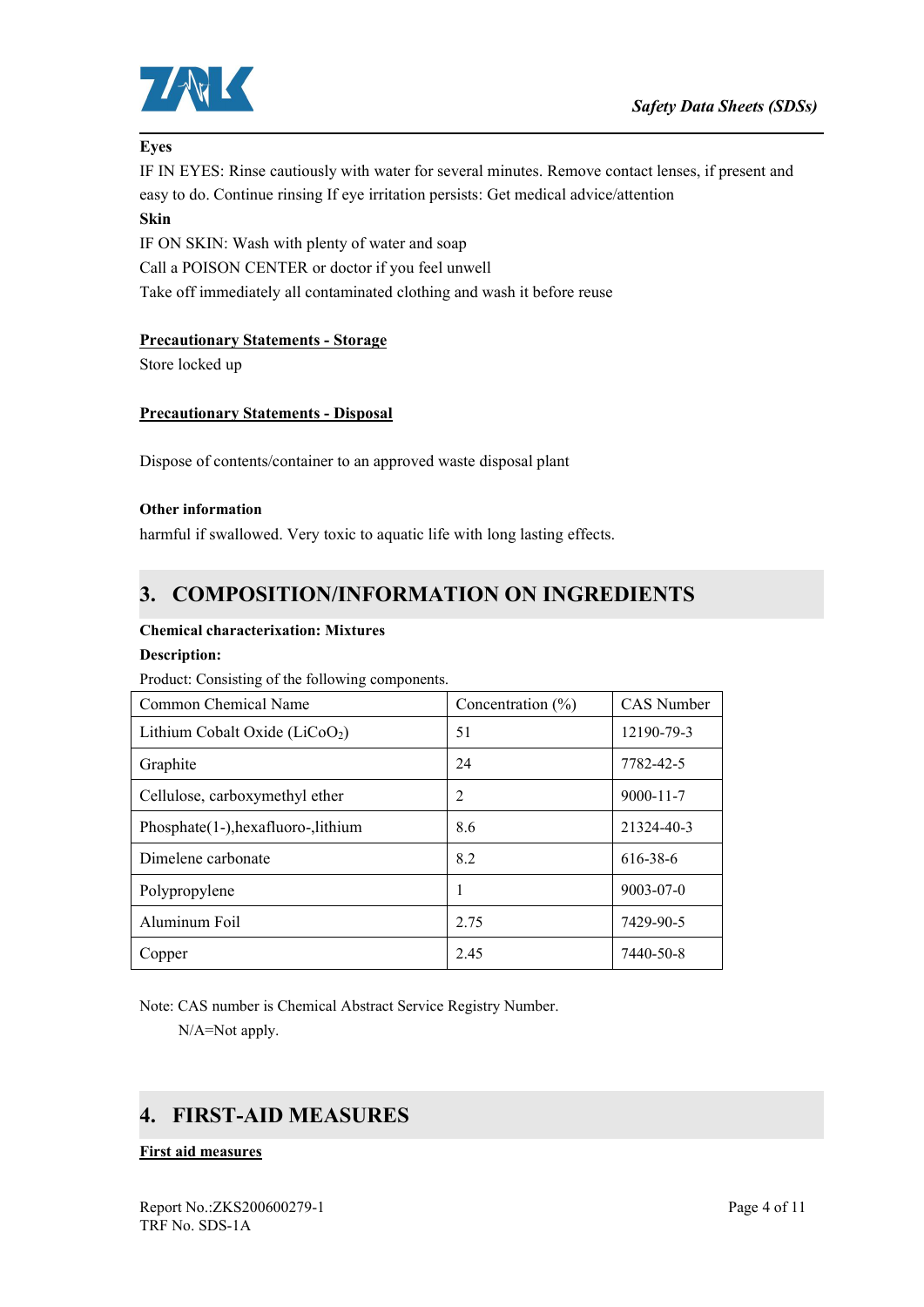**Eyes**

IF IN EYES: Rinse cautiously with water for several minutes. Remove contact lenses, if present and easy to do. Continue rinsing If eye irritation persists: Get medical advice/attention

**Skin**

IF ON SKIN: Wash with plenty of water and soap

Call a POISON CENTER or doctor if you feel unwell

Take off immediately all contaminated clothing and wash it before reuse

**Precautionary Statements - Storage**

Store locked up

**Precautionary Statements - Disposal**

Dispose of contents/container to an approved waste disposal plant

**Other information**

harmful if swallowed. Very toxic to aquatic life with long lasting effects.

## 3. COMPOSITION/INFORMATION ON INGREDIENTS

**Chemical characterixation: Mixtures**

**Description:**

Product: Consisting of the following components.

| Common Chemical Name | Concentration (%) | CAS Number |
|---|---|---|
| Lithium Cobalt Oxide ($LiCoO_2$) | 51 | 12190-79-3 |
| Graphite | 24 | 7782-42-5 |
| Cellulose, carboxymethyl ether | 2 | 9000-11-7 |
| Phosphate(1-),hexafluoro-,lithium | 8.6 | 21324-40-3 |
| Dimelene carbonate | 8.2 | 616-38-6 |
| Polypropylene | 1 | 9003-07-0 |
| Aluminum Foil | 2.75 | 7429-90-5 |
| Copper | 2.45 | 7440-50-8 |

Note: CAS number is Chemical Abstract Service Registry Number.

N/A=Not apply.

## 4. FIRST-AID MEASURES

**First aid measures**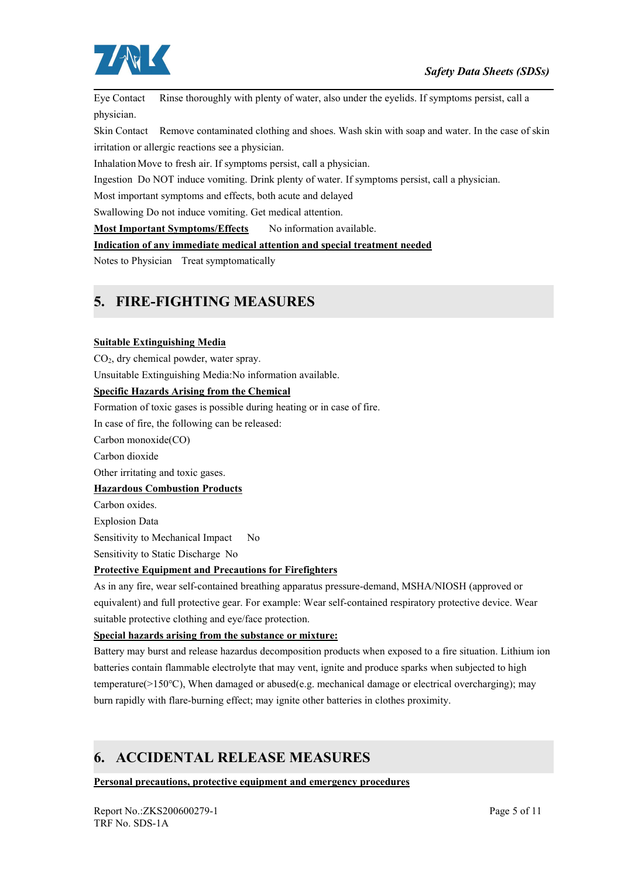Eye Contact Rinse thoroughly with plenty of water, also under the eyelids. If symptoms persist, call a physician.

Skin Contact Remove contaminated clothing and shoes. Wash skin with soap and water. In the case of skin irritation or allergic reactions see a physician.

Inhalation Move to fresh air. If symptoms persist, call a physician.

Ingestion Do NOT induce vomiting. Drink plenty of water. If symptoms persist, call a physician.

Most important symptoms and effects, both acute and delayed

Swallowing Do not induce vomiting. Get medical attention.

**Most Important Symptoms/Effects** No information available.

**Indication of any immediate medical attention and special treatment needed**

Notes to Physician Treat symptomatically

## 5. FIRE-FIGHTING MEASURES

**Suitable Extinguishing Media**

$CO_2$, dry chemical powder, water spray.

Unsuitable Extinguishing Media:No information available.

**Specific Hazards Arising from the Chemical**

Formation of toxic gases is possible during heating or in case of fire.

In case of fire, the following can be released:

Carbon monoxide(CO)

Carbon dioxide

Other irritating and toxic gases.

**Hazardous Combustion Products**

Carbon oxides.

Explosion Data

Sensitivity to Mechanical Impact No

Sensitivity to Static Discharge No

**Protective Equipment and Precautions for Firefighters**

As in any fire, wear self-contained breathing apparatus pressure-demand, MSHA/NIOSH (approved or equivalent) and full protective gear. For example: Wear self-contained respiratory protective device. Wear suitable protective clothing and eye/face protection.

**Special hazards arising from the substance or mixture:**

Battery may burst and release hazardus decomposition products when exposed to a fire situation. Lithium ion batteries contain flammable electrolyte that may vent, ignite and produce sparks when subjected to high temperature(>150°C), When damaged or abused(e.g. mechanical damage or electrical overcharging); may burn rapidly with flare-burning effect; may ignite other batteries in clothes proximity.

## 6. ACCIDENTAL RELEASE MEASURES

**Personal precautions, protective equipment and emergency procedures**

Report No.:ZKS200600279-1

TRF No. SDS-1A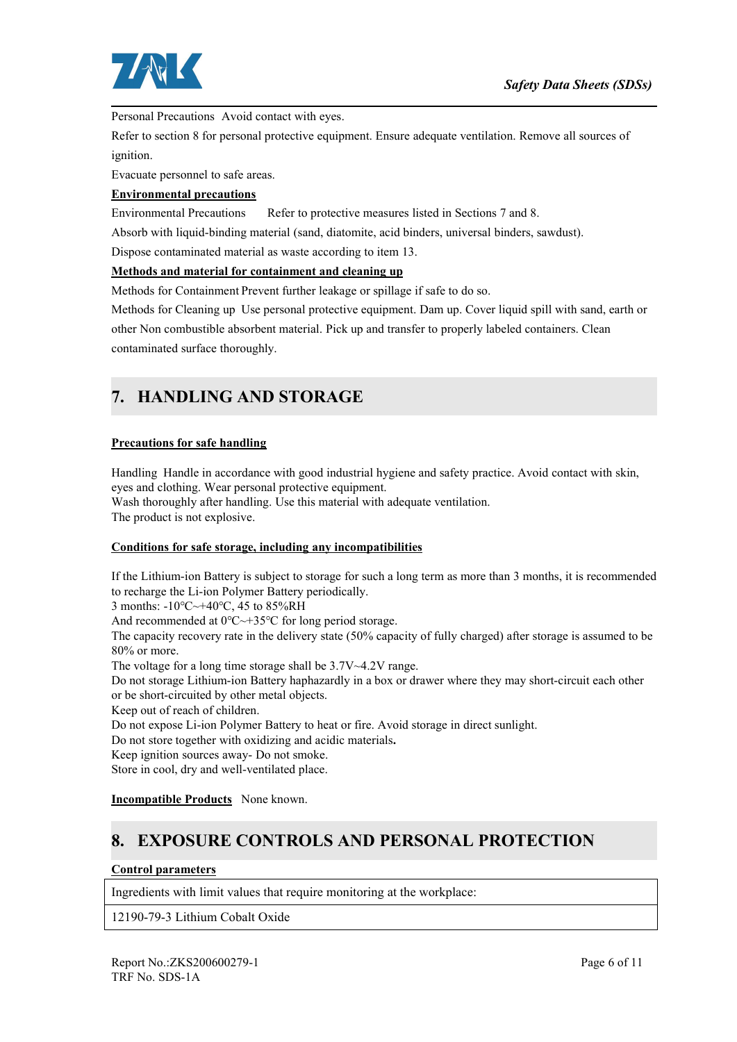Personal Precautions Avoid contact with eyes.

Refer to section 8 for personal protective equipment. Ensure adequate ventilation. Remove all sources of ignition.

Evacuate personnel to safe areas.

**Environmental precautions**

Environmental Precautions  Refer to protective measures listed in Sections 7 and 8.

Absorb with liquid-binding material (sand, diatomite, acid binders, universal binders, sawdust).

Dispose contaminated material as waste according to item 13.

**Methods and material for containment and cleaning up**

Methods for Containment Prevent further leakage or spillage if safe to do so.

Methods for Cleaning up Use personal protective equipment. Dam up. Cover liquid spill with sand, earth or other Non combustible absorbent material. Pick up and transfer to properly labeled containers. Clean contaminated surface thoroughly.

## 7. HANDLING AND STORAGE

**Precautions for safe handling**

Handling Handle in accordance with good industrial hygiene and safety practice. Avoid contact with skin, eyes and clothing. Wear personal protective equipment.
Wash thoroughly after handling. Use this material with adequate ventilation.
The product is not explosive.

**Conditions for safe storage, including any incompatibilities**

If the Lithium-ion Battery is subject to storage for such a long term as more than 3 months, it is recommended to recharge the Li-ion Polymer Battery periodically.
3 months: -10℃~+40℃, 45 to 85%RH
And recommended at 0℃~+35℃ for long period storage.
The capacity recovery rate in the delivery state (50% capacity of fully charged) after storage is assumed to be 80% or more.
The voltage for a long time storage shall be 3.7V~4.2V range.
Do not storage Lithium-ion Battery haphazardly in a box or drawer where they may short-circuit each other or be short-circuited by other metal objects.
Keep out of reach of children.
Do not expose Li-ion Polymer Battery to heat or fire. Avoid storage in direct sunlight.
Do not store together with oxidizing and acidic materials**.**
Keep ignition sources away- Do not smoke.
Store in cool, dry and well-ventilated place.

**Incompatible Products** None known.

## 8. EXPOSURE CONTROLS AND PERSONAL PROTECTION

**Control parameters**

| Ingredients with limit values that require monitoring at the workplace: |
|---|
| 12190-79-3 Lithium Cobalt Oxide |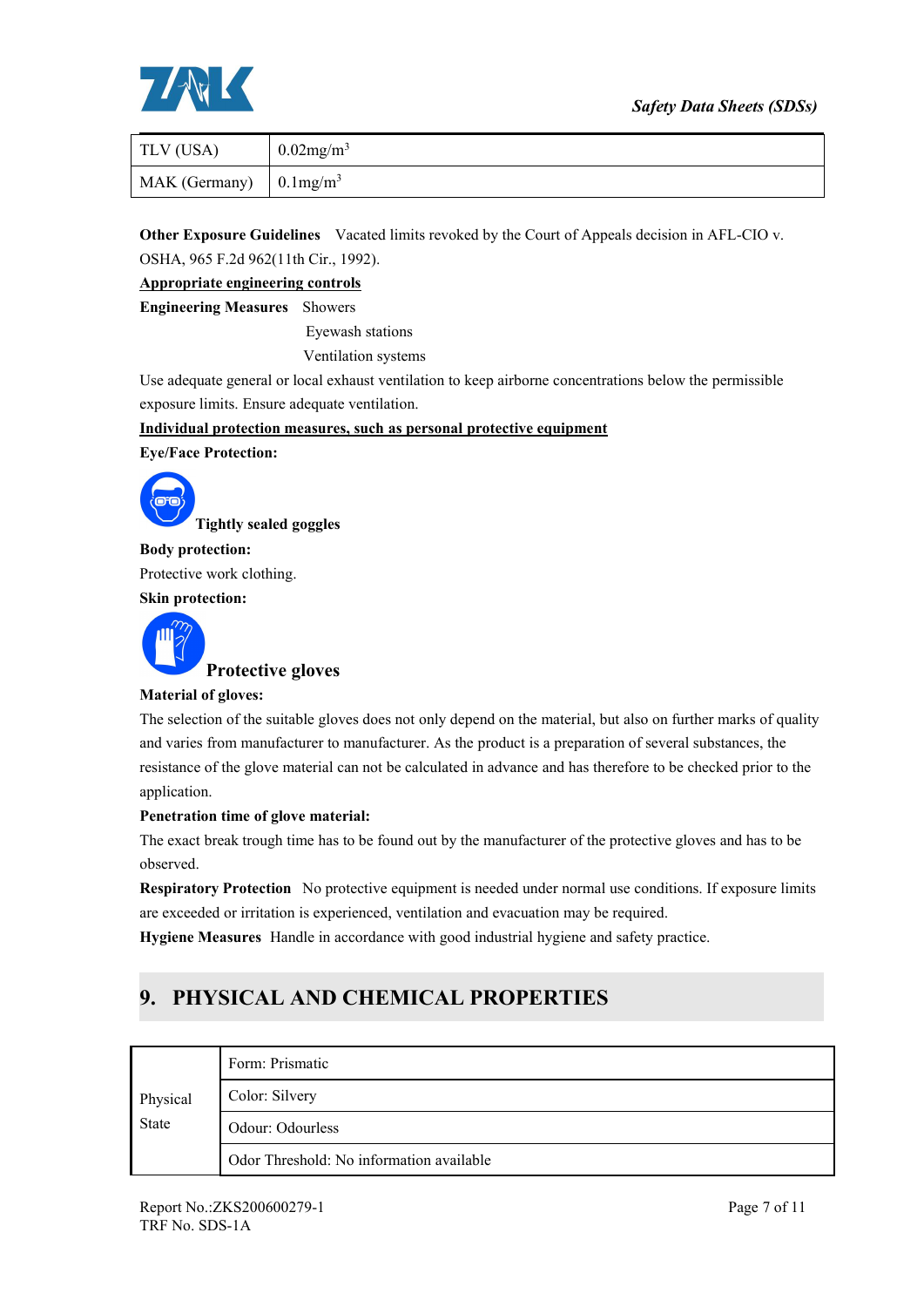| TLV (USA) | $0.02mg/m^3$ |
|---|---|
| MAK (Germany) | $0.1mg/m^3$ |

**Other Exposure Guidelines** Vacated limits revoked by the Court of Appeals decision in AFL-CIO v. OSHA, 965 F.2d 962(11th Cir., 1992).

**Appropriate engineering controls**

**Engineering Measures** Showers
Eyewash stations
Ventilation systems

Use adequate general or local exhaust ventilation to keep airborne concentrations below the permissible exposure limits. Ensure adequate ventilation.

**Individual protection measures, such as personal protective equipment**

**Eye/Face Protection:**

**Tightly sealed goggles**

**Body protection:**

Protective work clothing.

**Skin protection:**

**Protective gloves**

**Material of gloves:**

The selection of the suitable gloves does not only depend on the material, but also on further marks of quality and varies from manufacturer to manufacturer. As the product is a preparation of several substances, the resistance of the glove material can not be calculated in advance and has therefore to be checked prior to the application.

**Penetration time of glove material:**

The exact break trough time has to be found out by the manufacturer of the protective gloves and has to be observed.

**Respiratory Protection** No protective equipment is needed under normal use conditions. If exposure limits are exceeded or irritation is experienced, ventilation and evacuation may be required.

**Hygiene Measures** Handle in accordance with good industrial hygiene and safety practice.

## 9. PHYSICAL AND CHEMICAL PROPERTIES

| Physical State | Form: Prismatic |
|---|---|
| | Color: Silvery |
| | Odour: Odourless |
| | Odor Threshold: No information available |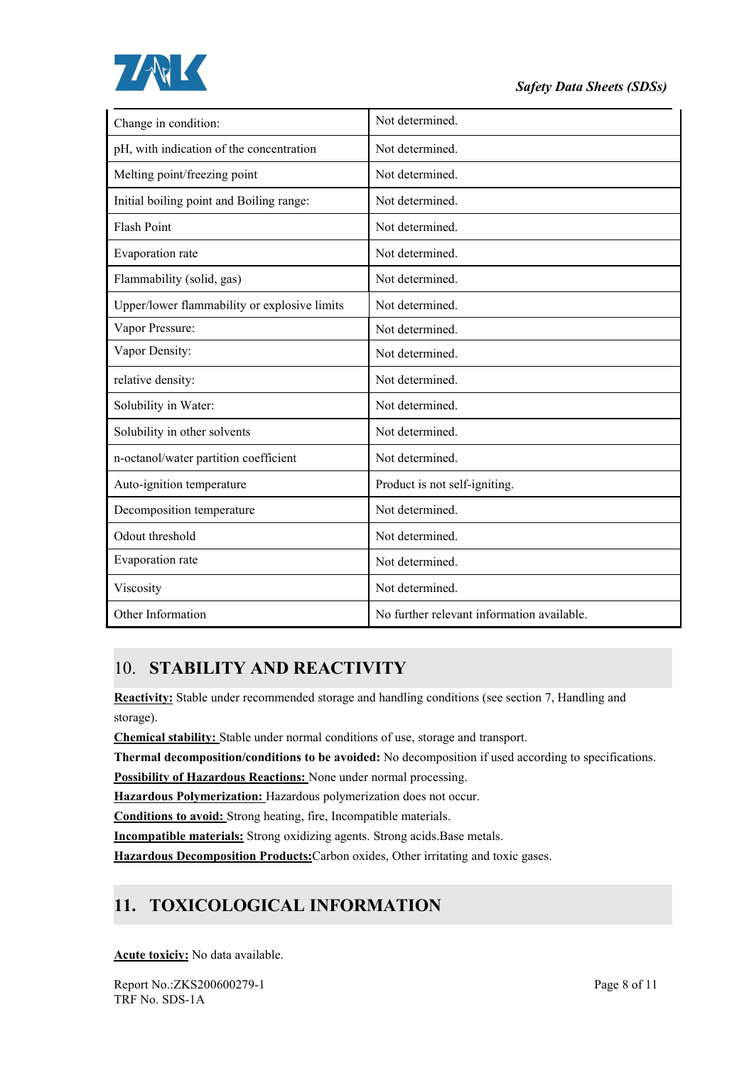| Change in condition: | Not determined. |
|---|---|
| pH, with indication of the concentration | Not determined. |
| Melting point/freezing point | Not determined. |
| Initial boiling point and Boiling range: | Not determined. |
| Flash Point | Not determined. |
| Evaporation rate | Not determined. |
| Flammability (solid, gas) | Not determined. |
| Upper/lower flammability or explosive limits | Not determined. |
| Vapor Pressure: | Not determined. |
| Vapor Density: | Not determined. |
| relative density: | Not determined. |
| Solubility in Water: | Not determined. |
| Solubility in other solvents | Not determined. |
| n-octanol/water partition coefficient | Not determined. |
| Auto-ignition temperature | Product is not self-igniting. |
| Decomposition temperature | Not determined. |
| Odout threshold | Not determined. |
| Evaporation rate | Not determined. |
| Viscosity | Not determined. |
| Other Information | No further relevant information available. |

## 10. STABILITY AND REACTIVITY

**Reactivity:** Stable under recommended storage and handling conditions (see section 7, Handling and storage).

**Chemical stability:** Stable under normal conditions of use, storage and transport.

**Thermal decomposition/conditions to be avoided:** No decomposition if used according to specifications.

**Possibility of Hazardous Reactions:** None under normal processing.

**Hazardous Polymerization:** Hazardous polymerization does not occur.

**Conditions to avoid:** Strong heating, fire, Incompatible materials.

**Incompatible materials:** Strong oxidizing agents. Strong acids.Base metals.

**Hazardous Decomposition Products:**Carbon oxides, Other irritating and toxic gases.

## 11. TOXICOLOGICAL INFORMATION

**Acute toxiciy:** No data available.

Report No.:ZKS200600279-1
TRF No. SDS-1A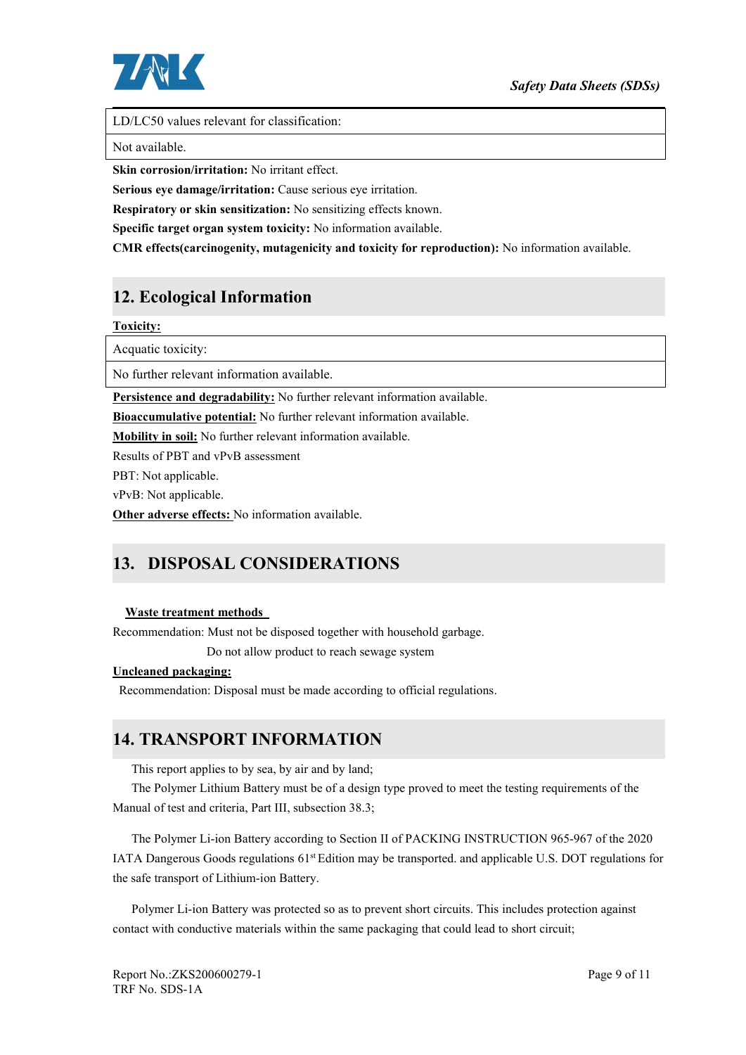| LD/LC50 values relevant for classification: |
| --- |
| Not available. |

**Skin corrosion/irritation:** No irritant effect.

**Serious eye damage/irritation:** Cause serious eye irritation.

**Respiratory or skin sensitization:** No sensitizing effects known.

**Specific target organ system toxicity:** No information available.

**CMR effects(carcinogenity, mutagenicity and toxicity for reproduction):** No information available.

## 12. Ecological Information

**Toxicity:**

| Acquatic toxicity: |
| --- |
| No further relevant information available. |

**Persistence and degradability:** No further relevant information available.

**Bioaccumulative potential:** No further relevant information available.

**Mobility in soil:** No further relevant information available.

Results of PBT and vPvB assessment

PBT: Not applicable.

vPvB: Not applicable.

**Other adverse effects:** No information available.

## 13. DISPOSAL CONSIDERATIONS

**Waste treatment methods**

Recommendation: Must not be disposed together with household garbage.

Do not allow product to reach sewage system

**Uncleaned packaging:**

Recommendation: Disposal must be made according to official regulations.

## 14. TRANSPORT INFORMATION

This report applies to by sea, by air and by land;

The Polymer Lithium Battery must be of a design type proved to meet the testing requirements of the Manual of test and criteria, Part III, subsection 38.3;

The Polymer Li-ion Battery according to Section II of PACKING INSTRUCTION 965-967 of the 2020 IATA Dangerous Goods regulations 61st Edition may be transported. and applicable U.S. DOT regulations for the safe transport of Lithium-ion Battery.

Polymer Li-ion Battery was protected so as to prevent short circuits. This includes protection against contact with conductive materials within the same packaging that could lead to short circuit;

Report No.:ZKS200600279-1
TRF No. SDS-1A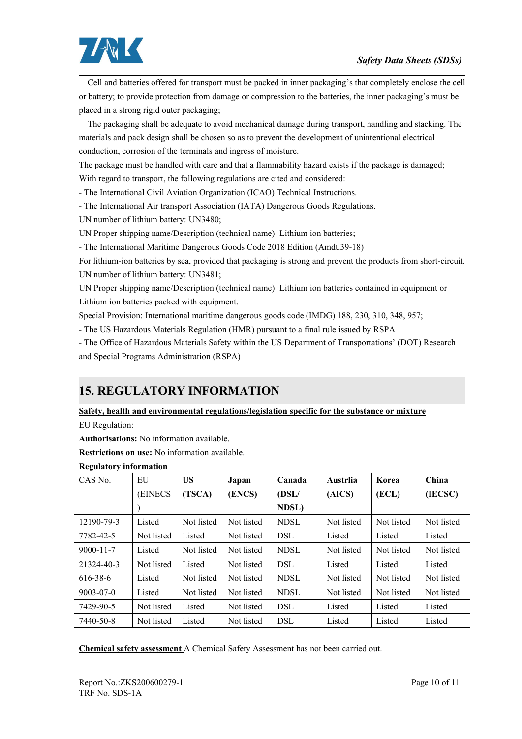Cell and batteries offered for transport must be packed in inner packaging's that completely enclose the cell or battery; to provide protection from damage or compression to the batteries, the inner packaging's must be placed in a strong rigid outer packaging;

The packaging shall be adequate to avoid mechanical damage during transport, handling and stacking. The materials and pack design shall be chosen so as to prevent the development of unintentional electrical conduction, corrosion of the terminals and ingress of moisture.

The package must be handled with care and that a flammability hazard exists if the package is damaged;

With regard to transport, the following regulations are cited and considered:

- The International Civil Aviation Organization (ICAO) Technical Instructions.
- The International Air transport Association (IATA) Dangerous Goods Regulations.

UN number of lithium battery: UN3480;

UN Proper shipping name/Description (technical name): Lithium ion batteries;

- The International Maritime Dangerous Goods Code 2018 Edition (Amdt.39-18)

For lithium-ion batteries by sea, provided that packaging is strong and prevent the products from short-circuit.

UN number of lithium battery: UN3481;

UN Proper shipping name/Description (technical name): Lithium ion batteries contained in equipment or Lithium ion batteries packed with equipment.

Special Provision: International maritime dangerous goods code (IMDG) 188, 230, 310, 348, 957;

- The US Hazardous Materials Regulation (HMR) pursuant to a final rule issued by RSPA
- The Office of Hazardous Materials Safety within the US Department of Transportations' (DOT) Research and Special Programs Administration (RSPA)

## 15. REGULATORY INFORMATION

**Safety, health and environmental regulations/legislation specific for the substance or mixture**

EU Regulation:

**Authorisations:** No information available.

**Restrictions on use:** No information available.

**Regulatory information**

| CAS No. | EU (EINECS) | **US (TSCA)** | **Japan (ENCS)** | **Canada (DSL/ NDSL)** | **Austrlia (AICS)** | **Korea (ECL)** | **China (IECSC)** |
|---|---|---|---|---|---|---|---|
| 12190-79-3 | Listed | Not listed | Not listed | NDSL | Not listed | Not listed | Not listed |
| 7782-42-5 | Not listed | Listed | Not listed | DSL | Listed | Listed | Listed |
| 9000-11-7 | Listed | Not listed | Not listed | NDSL | Not listed | Not listed | Not listed |
| 21324-40-3 | Not listed | Listed | Not listed | DSL | Listed | Listed | Listed |
| 616-38-6 | Listed | Not listed | Not listed | NDSL | Not listed | Not listed | Not listed |
| 9003-07-0 | Listed | Not listed | Not listed | NDSL | Not listed | Not listed | Not listed |
| 7429-90-5 | Not listed | Listed | Not listed | DSL | Listed | Listed | Listed |
| 7440-50-8 | Not listed | Listed | Not listed | DSL | Listed | Listed | Listed |

**Chemical safety assessment** A Chemical Safety Assessment has not been carried out.

Report No.:ZKS200600279-1
TRF No. SDS-1A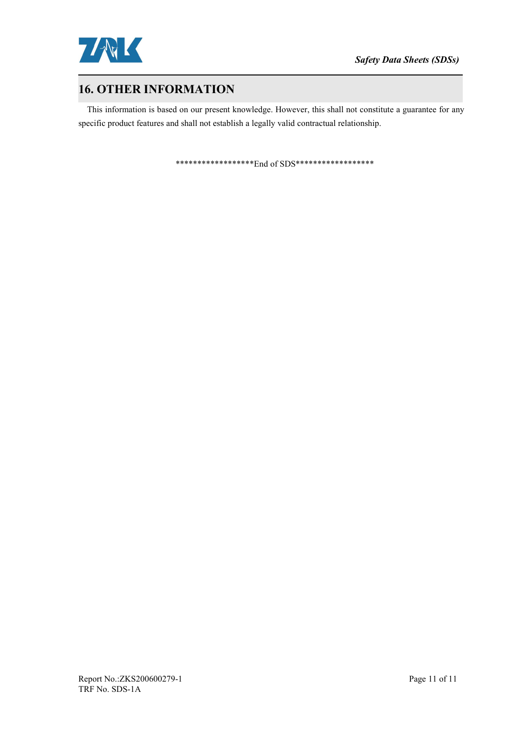## 16. OTHER INFORMATION

This information is based on our present knowledge. However, this shall not constitute a guarantee for any specific product features and shall not establish a legally valid contractual relationship.

******************End of SDS******************